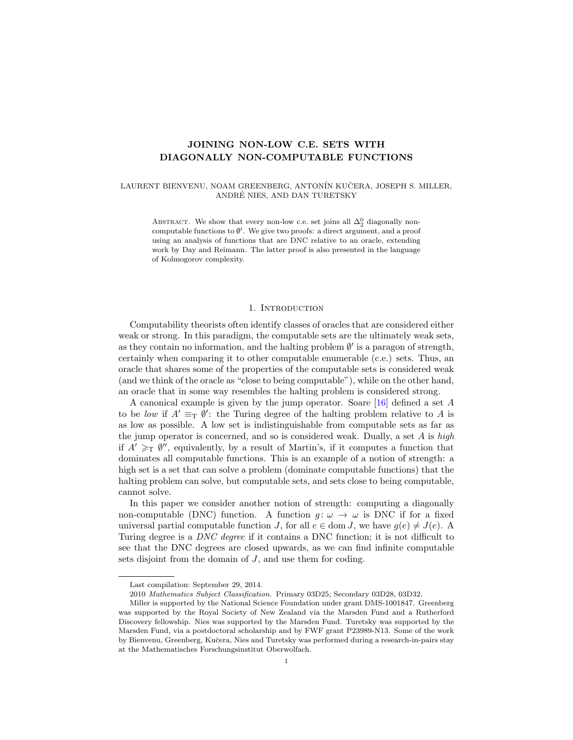# JOINING NON-LOW C.E. SETS WITH DIAGONALLY NON-COMPUTABLE FUNCTIONS

LAURENT BIENVENU, NOAM GREENBERG, ANTONÍN KUČERA, JOSEPH S. MILLER, ANDRÉ NIES, AND DAN TURETSKY

Abstract. We show that every non-low c.e. set joins all $\Delta^0_2$ diagonally non-computable functions to $\emptyset'$. We give two proofs: a direct argument, and a proof using an analysis of functions that are DNC relative to an oracle, extending work by Day and Reimann. The latter proof is also presented in the language of Kolmogorov complexity.

## 1. Introduction

Computability theorists often identify classes of oracles that are considered either weak or strong. In this paradigm, the computable sets are the ultimately weak sets, as they contain no information, and the halting problem $\emptyset'$ is a paragon of strength, certainly when comparing it to other computable enumerable (c.e.) sets. Thus, an oracle that shares some of the properties of the computable sets is considered weak (and we think of the oracle as "close to being computable"), while on the other hand, an oracle that in some way resembles the halting problem is considered strong.

A canonical example is given by the jump operator. Soare [16] defined a set $A$ to be *low* if $A' \equiv_T \emptyset'$: the Turing degree of the halting problem relative to $A$ is as low as possible. A low set is indistinguishable from computable sets as far as the jump operator is concerned, and so is considered weak. Dually, a set $A$ is *high* if $A' \geqslant_T \emptyset''$, equivalently, by a result of Martin's, if it computes a function that dominates all computable functions. This is an example of a notion of strength: a high set is a set that can solve a problem (dominate computable functions) that the halting problem can solve, but computable sets, and sets close to being computable, cannot solve.

In this paper we consider another notion of strength: computing a diagonally non-computable (DNC) function. A function $g\colon \omega \to \omega$ is DNC if for a fixed universal partial computable function $J$, for all $e \in \operatorname{dom} J$, we have $g(e) \neq J(e)$. A Turing degree is a *DNC degree* if it contains a DNC function; it is not difficult to see that the DNC degrees are closed upwards, as we can find infinite computable sets disjoint from the domain of $J$, and use them for coding.

Last compilation: September 29, 2014.

2010 *Mathematics Subject Classification.* Primary 03D25; Secondary 03D28, 03D32.

Miller is supported by the National Science Foundation under grant DMS-1001847. Greenberg was supported by the Royal Society of New Zealand via the Marsden Fund and a Rutherford Discovery fellowship. Nies was supported by the Marsden Fund. Turetsky was supported by the Marsden Fund, via a postdoctoral scholarship and by FWF grant P23989-N13. Some of the work by Bienvenu, Greenberg, Kučera, Nies and Turetsky was performed during a research-in-pairs stay at the Mathematisches Forschungsinstitut Oberwolfach.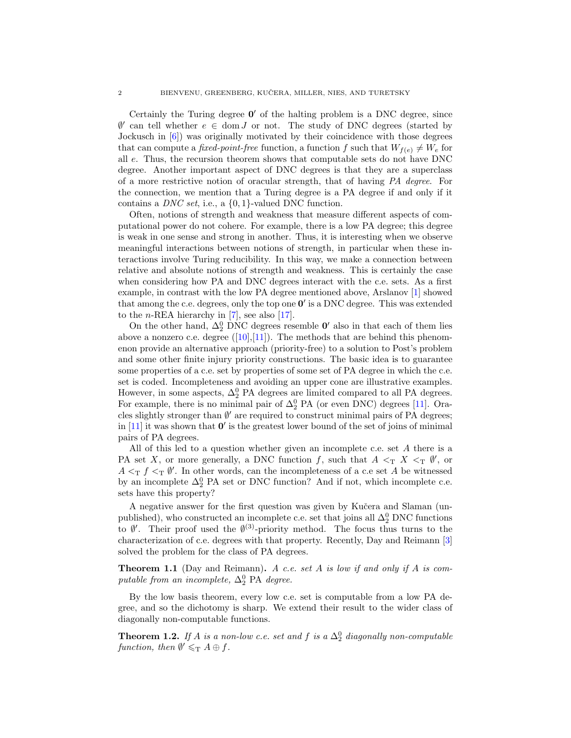Certainly the Turing degree $\mathbf{0}'$ of the halting problem is a DNC degree, since $\emptyset'$ can tell whether $e \in \operatorname{dom} J$ or not. The study of DNC degrees (started by Jockusch in [6]) was originally motivated by their coincidence with those degrees that can compute a *fixed-point-free* function, a function $f$ such that $W_{f(e)} \neq W_e$ for all $e$. Thus, the recursion theorem shows that computable sets do not have DNC degree. Another important aspect of DNC degrees is that they are a superclass of a more restrictive notion of oracular strength, that of having *PA degree*. For the connection, we mention that a Turing degree is a PA degree if and only if it contains a *DNC set*, i.e., a $\{0,1\}$-valued DNC function.

Often, notions of strength and weakness that measure different aspects of computational power do not cohere. For example, there is a low PA degree; this degree is weak in one sense and strong in another. Thus, it is interesting when we observe meaningful interactions between notions of strength, in particular when these interactions involve Turing reducibility. In this way, we make a connection between relative and absolute notions of strength and weakness. This is certainly the case when considering how PA and DNC degrees interact with the c.e. sets. As a first example, in contrast with the low PA degree mentioned above, Arslanov [1] showed that among the c.e. degrees, only the top one $\mathbf{0}'$ is a DNC degree. This was extended to the $n$-REA hierarchy in [7], see also [17].

On the other hand, $\Delta^0_2$ DNC degrees resemble $\mathbf{0}'$ also in that each of them lies above a nonzero c.e. degree ([10],[11]). The methods that are behind this phenomenon provide an alternative approach (priority-free) to a solution to Post's problem and some other finite injury priority constructions. The basic idea is to guarantee some properties of a c.e. set by properties of some set of PA degree in which the c.e. set is coded. Incompleteness and avoiding an upper cone are illustrative examples. However, in some aspects, $\Delta^0_2$ PA degrees are limited compared to all PA degrees. For example, there is no minimal pair of $\Delta^0_2$ PA (or even DNC) degrees [11]. Oracles slightly stronger than $\emptyset'$ are required to construct minimal pairs of PA degrees; in [11] it was shown that $\mathbf{0}'$ is the greatest lower bound of the set of joins of minimal pairs of PA degrees.

All of this led to a question whether given an incomplete c.e. set $A$ there is a PA set $X$, or more generally, a DNC function $f$, such that $A <_{\mathrm{T}} X <_{\mathrm{T}} \emptyset'$, or $A <_{\mathrm{T}} f <_{\mathrm{T}} \emptyset'$. In other words, can the incompleteness of a c.e set $A$ be witnessed by an incomplete $\Delta^0_2$ PA set or DNC function? And if not, which incomplete c.e. sets have this property?

A negative answer for the first question was given by Kučera and Slaman (unpublished), who constructed an incomplete c.e. set that joins all $\Delta^0_2$ DNC functions to $\emptyset'$. Their proof used the $\emptyset^{(3)}$-priority method. The focus thus turns to the characterization of c.e. degrees with that property. Recently, Day and Reimann [3] solved the problem for the class of PA degrees.

**Theorem 1.1** (Day and Reimann)**.** *A c.e. set $A$ is low if and only if $A$ is computable from an incomplete, $\Delta^0_2$ PA degree.*

By the low basis theorem, every low c.e. set is computable from a low PA degree, and so the dichotomy is sharp. We extend their result to the wider class of diagonally non-computable functions.

**Theorem 1.2.** *If $A$ is a non-low c.e. set and $f$ is a $\Delta^0_2$ diagonally non-computable function, then $\emptyset' \leqslant_{\mathrm{T}} A \oplus f$.*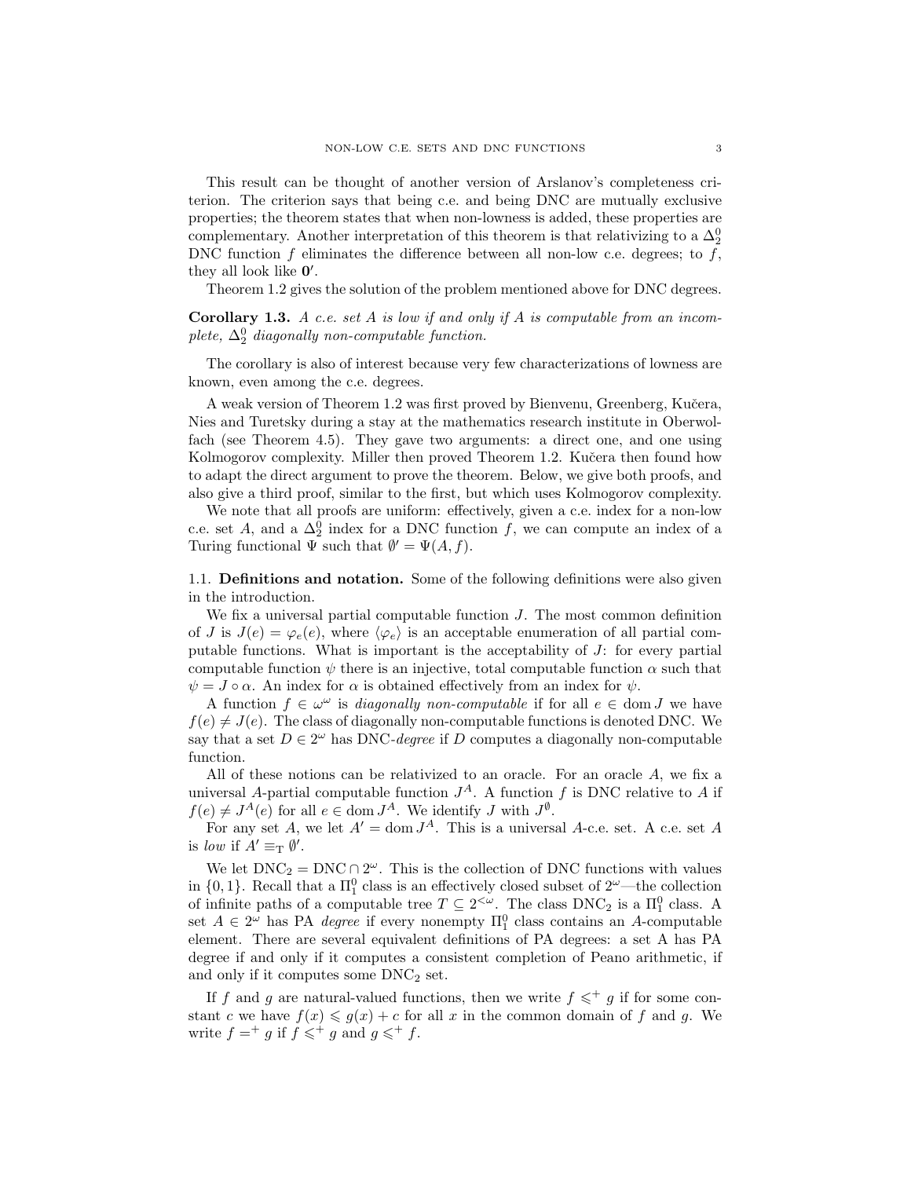This result can be thought of another version of Arslanov's completeness criterion. The criterion says that being c.e. and being DNC are mutually exclusive properties; the theorem states that when non-lowness is added, these properties are complementary. Another interpretation of this theorem is that relativizing to a $\Delta^0_2$ DNC function $f$ eliminates the difference between all non-low c.e. degrees; to $f$, they all look like $\mathbf{0}'$.

Theorem 1.2 gives the solution of the problem mentioned above for DNC degrees.

**Corollary 1.3.** *A c.e. set $A$ is low if and only if $A$ is computable from an incomplete, $\Delta^0_2$ diagonally non-computable function.*

The corollary is also of interest because very few characterizations of lowness are known, even among the c.e. degrees.

A weak version of Theorem 1.2 was first proved by Bienvenu, Greenberg, Kučera, Nies and Turetsky during a stay at the mathematics research institute in Oberwolfach (see Theorem 4.5). They gave two arguments: a direct one, and one using Kolmogorov complexity. Miller then proved Theorem 1.2. Kučera then found how to adapt the direct argument to prove the theorem. Below, we give both proofs, and also give a third proof, similar to the first, but which uses Kolmogorov complexity.

We note that all proofs are uniform: effectively, given a c.e. index for a non-low c.e. set $A$, and a $\Delta^0_2$ index for a DNC function $f$, we can compute an index of a Turing functional $\Psi$ such that $\emptyset' = \Psi(A, f)$.

### 1.1. Definitions and notation.

Some of the following definitions were also given in the introduction.

We fix a universal partial computable function $J$. The most common definition of $J$ is $J(e) = \varphi_e(e)$, where $\langle \varphi_e \rangle$ is an acceptable enumeration of all partial computable functions. What is important is the acceptability of $J$: for every partial computable function $\psi$ there is an injective, total computable function $\alpha$ such that $\psi = J \circ \alpha$. An index for $\alpha$ is obtained effectively from an index for $\psi$.

A function $f \in \omega^\omega$ is *diagonally non-computable* if for all $e \in \operatorname{dom} J$ we have $f(e) \neq J(e)$. The class of diagonally non-computable functions is denoted DNC. We say that a set $D \in 2^\omega$ has DNC-*degree* if $D$ computes a diagonally non-computable function.

All of these notions can be relativized to an oracle. For an oracle $A$, we fix a universal $A$-partial computable function $J^A$. A function $f$ is DNC relative to $A$ if $f(e) \neq J^A(e)$ for all $e \in \operatorname{dom} J^A$. We identify $J$ with $J^\emptyset$.

For any set $A$, we let $A' = \operatorname{dom} J^A$. This is a universal $A$-c.e. set. A c.e. set $A$ is *low* if $A' \equiv_T \emptyset'$.

We let $\mathrm{DNC}_2 = \mathrm{DNC} \cap 2^\omega$. This is the collection of DNC functions with values in $\{0, 1\}$. Recall that a $\Pi^0_1$ class is an effectively closed subset of $2^\omega$—the collection of infinite paths of a computable tree $T \subseteq 2^{<\omega}$. The class $\mathrm{DNC}_2$ is a $\Pi^0_1$ class. A set $A \in 2^\omega$ has PA *degree* if every nonempty $\Pi^0_1$ class contains an $A$-computable element. There are several equivalent definitions of PA degrees: a set A has PA degree if and only if it computes a consistent completion of Peano arithmetic, if and only if it computes some $\mathrm{DNC}_2$ set.

If $f$ and $g$ are natural-valued functions, then we write $f \leqslant^+ g$ if for some constant $c$ we have $f(x) \leqslant g(x) + c$ for all $x$ in the common domain of $f$ and $g$. We write $f =^+ g$ if $f \leqslant^+ g$ and $g \leqslant^+ f$.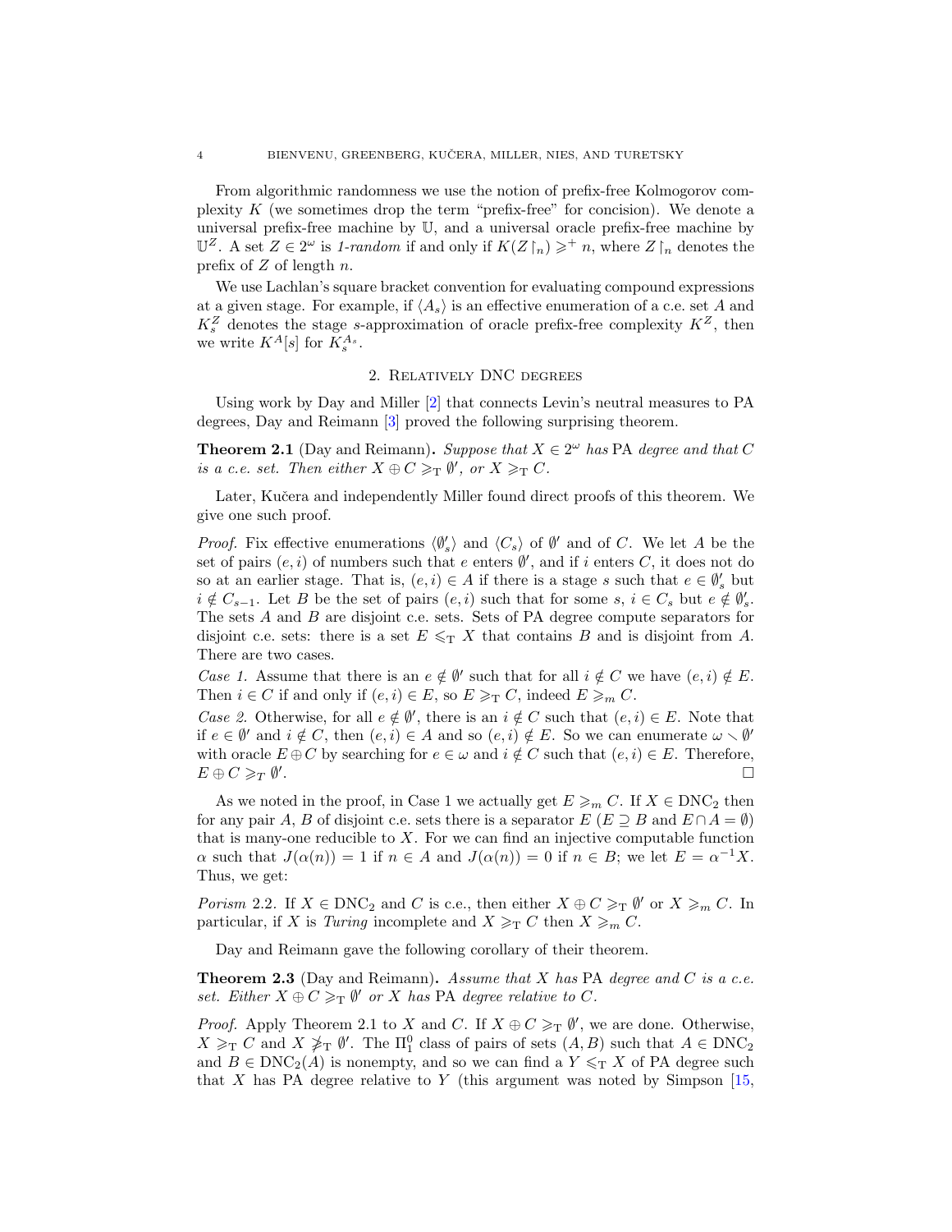From algorithmic randomness we use the notion of prefix-free Kolmogorov complexity $K$ (we sometimes drop the term "prefix-free" for concision). We denote a universal prefix-free machine by $\mathbb{U}$, and a universal oracle prefix-free machine by $\mathbb{U}^Z$. A set $Z \in 2^\omega$ is *1-random* if and only if $K(Z\restriction_n) \geqslant^+ n$, where $Z\restriction_n$ denotes the prefix of $Z$ of length $n$.

We use Lachlan's square bracket convention for evaluating compound expressions at a given stage. For example, if $\langle A_s \rangle$ is an effective enumeration of a c.e. set $A$ and $K_s^Z$ denotes the stage $s$-approximation of oracle prefix-free complexity $K^Z$, then we write $K^A[s]$ for $K_s^{A_s}$.

## 2. Relatively DNC degrees

Using work by Day and Miller [2] that connects Levin's neutral measures to PA degrees, Day and Reimann [3] proved the following surprising theorem.

**Theorem 2.1** (Day and Reimann)**.** *Suppose that $X \in 2^\omega$ has* PA *degree and that $C$ is a c.e. set. Then either $X \oplus C \geqslant_{\mathrm{T}} \emptyset'$, or $X \geqslant_{\mathrm{T}} C$.*

Later, Kučera and independently Miller found direct proofs of this theorem. We give one such proof.

*Proof.* Fix effective enumerations $\langle \emptyset'_s \rangle$ and $\langle C_s \rangle$ of $\emptyset'$ and of $C$. We let $A$ be the set of pairs $(e,i)$ of numbers such that $e$ enters $\emptyset'$, and if $i$ enters $C$, it does not do so at an earlier stage. That is, $(e,i) \in A$ if there is a stage $s$ such that $e \in \emptyset'_s$ but $i \notin C_{s-1}$. Let $B$ be the set of pairs $(e,i)$ such that for some $s$, $i \in C_s$ but $e \notin \emptyset'_s$. The sets $A$ and $B$ are disjoint c.e. sets. Sets of PA degree compute separators for disjoint c.e. sets: there is a set $E \leqslant_{\mathrm{T}} X$ that contains $B$ and is disjoint from $A$. There are two cases.

*Case 1.* Assume that there is an $e \notin \emptyset'$ such that for all $i \notin C$ we have $(e,i) \notin E$. Then $i \in C$ if and only if $(e,i) \in E$, so $E \geqslant_{\mathrm{T}} C$, indeed $E \geqslant_m C$.

*Case 2.* Otherwise, for all $e \notin \emptyset'$, there is an $i \notin C$ such that $(e,i) \in E$. Note that if $e \in \emptyset'$ and $i \notin C$, then $(e,i) \in A$ and so $(e,i) \notin E$. So we can enumerate $\omega \setminus \emptyset'$ with oracle $E \oplus C$ by searching for $e \in \omega$ and $i \notin C$ such that $(e,i) \in E$. Therefore, $E \oplus C \geqslant_T \emptyset'$. $\square$

As we noted in the proof, in Case 1 we actually get $E \geqslant_m C$. If $X \in \mathrm{DNC}_2$ then for any pair $A, B$ of disjoint c.e. sets there is a separator $E$ ($E \supseteq B$ and $E \cap A = \emptyset$) that is many-one reducible to $X$. For we can find an injective computable function $\alpha$ such that $J(\alpha(n)) = 1$ if $n \in A$ and $J(\alpha(n)) = 0$ if $n \in B$; we let $E = \alpha^{-1}X$. Thus, we get:

*Porism* 2.2. If $X \in \mathrm{DNC}_2$ and $C$ is c.e., then either $X \oplus C \geqslant_{\mathrm{T}} \emptyset'$ or $X \geqslant_m C$. In particular, if $X$ is *Turing* incomplete and $X \geqslant_{\mathrm{T}} C$ then $X \geqslant_m C$.

Day and Reimann gave the following corollary of their theorem.

**Theorem 2.3** (Day and Reimann)**.** *Assume that $X$ has* PA *degree and $C$ is a c.e. set. Either $X \oplus C \geqslant_{\mathrm{T}} \emptyset'$ or $X$ has* PA *degree relative to $C$.*

*Proof.* Apply Theorem 2.1 to $X$ and $C$. If $X \oplus C \geqslant_{\mathrm{T}} \emptyset'$, we are done. Otherwise, $X \geqslant_{\mathrm{T}} C$ and $X \not\geqslant_{\mathrm{T}} \emptyset'$. The $\Pi^0_1$ class of pairs of sets $(A,B)$ such that $A \in \mathrm{DNC}_2$ and $B \in \mathrm{DNC}_2(A)$ is nonempty, and so we can find a $Y \leqslant_{\mathrm{T}} X$ of PA degree such that $X$ has PA degree relative to $Y$ (this argument was noted by Simpson [15,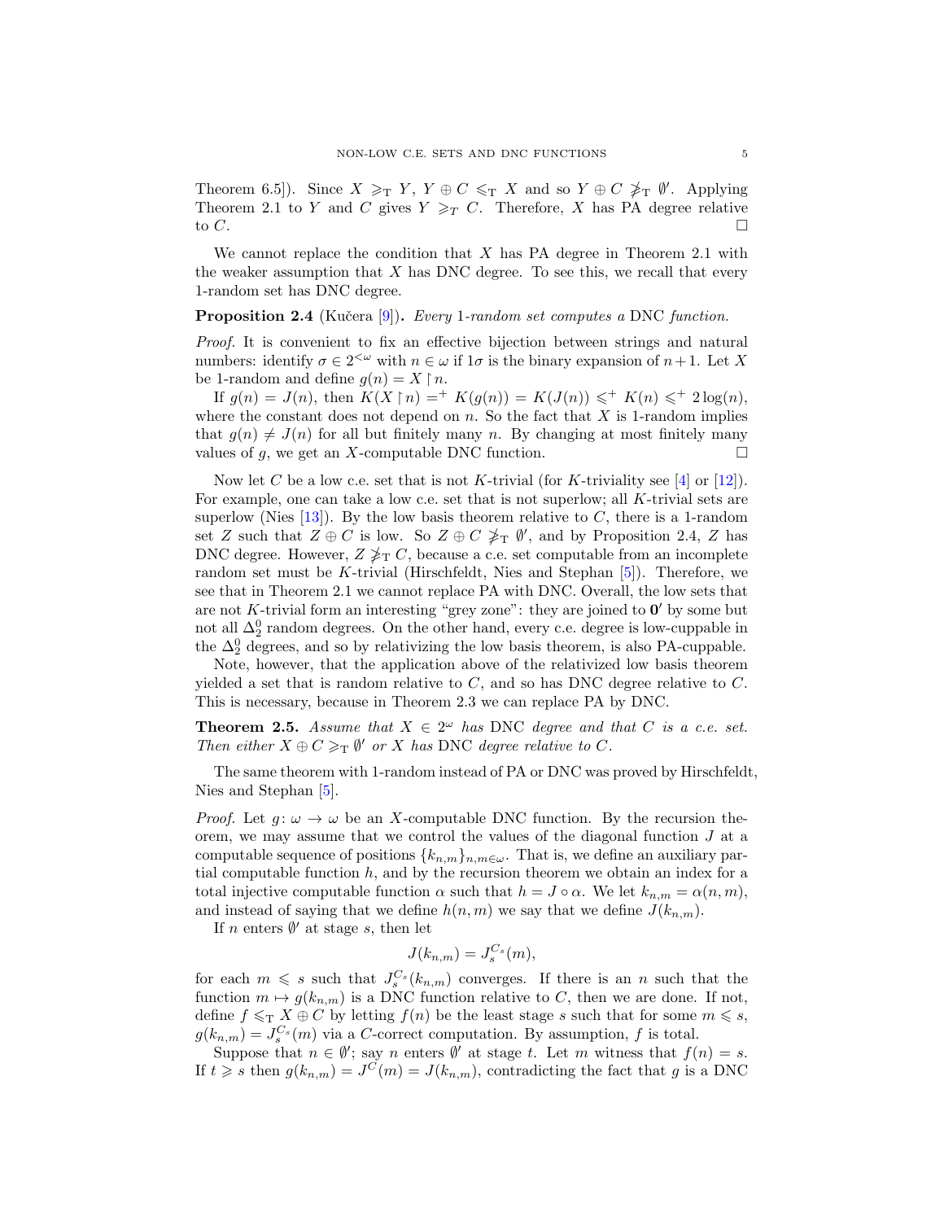Theorem 6.5]). Since $X \geqslant_{\mathrm{T}} Y$, $Y \oplus C \leqslant_{\mathrm{T}} X$ and so $Y \oplus C \not\geqslant_{\mathrm{T}} \emptyset'$. Applying Theorem 2.1 to $Y$ and $C$ gives $Y \geqslant_T C$. Therefore, $X$ has PA degree relative to $C$. □

We cannot replace the condition that $X$ has PA degree in Theorem 2.1 with the weaker assumption that $X$ has DNC degree. To see this, we recall that every 1-random set has DNC degree.

**Proposition 2.4** (Kučera [9]). *Every 1-random set computes a* DNC *function.*

*Proof.* It is convenient to fix an effective bijection between strings and natural numbers: identify $\sigma \in 2^{<\omega}$ with $n \in \omega$ if $1\sigma$ is the binary expansion of $n+1$. Let $X$ be 1-random and define $g(n) = X \upharpoonright n$.

If $g(n) = J(n)$, then $K(X \upharpoonright n) =^{+} K(g(n)) = K(J(n)) \leqslant^{+} K(n) \leqslant^{+} 2\log(n)$, where the constant does not depend on $n$. So the fact that $X$ is 1-random implies that $g(n) \neq J(n)$ for all but finitely many $n$. By changing at most finitely many values of $g$, we get an $X$-computable DNC function. □

Now let $C$ be a low c.e. set that is not $K$-trivial (for $K$-triviality see [4] or [12]). For example, one can take a low c.e. set that is not superlow; all $K$-trivial sets are superlow (Nies [13]). By the low basis theorem relative to $C$, there is a 1-random set $Z$ such that $Z \oplus C$ is low. So $Z \oplus C \not\geqslant_{\mathrm{T}} \emptyset'$, and by Proposition 2.4, $Z$ has DNC degree. However, $Z \not\geqslant_{\mathrm{T}} C$, because a c.e. set computable from an incomplete random set must be $K$-trivial (Hirschfeldt, Nies and Stephan [5]). Therefore, we see that in Theorem 2.1 we cannot replace PA with DNC. Overall, the low sets that are not $K$-trivial form an interesting "grey zone": they are joined to $\mathbf{0}'$ by some but not all $\Delta^0_2$ random degrees. On the other hand, every c.e. degree is low-cuppable in the $\Delta^0_2$ degrees, and so by relativizing the low basis theorem, is also PA-cuppable.

Note, however, that the application above of the relativized low basis theorem yielded a set that is random relative to $C$, and so has DNC degree relative to $C$. This is necessary, because in Theorem 2.3 we can replace PA by DNC.

**Theorem 2.5.** *Assume that $X \in 2^{\omega}$ has* DNC *degree and that $C$ is a c.e. set. Then either $X \oplus C \geqslant_{\mathrm{T}} \emptyset'$ or $X$ has* DNC *degree relative to $C$.*

The same theorem with 1-random instead of PA or DNC was proved by Hirschfeldt, Nies and Stephan [5].

*Proof.* Let $g\colon \omega \to \omega$ be an $X$-computable DNC function. By the recursion theorem, we may assume that we control the values of the diagonal function $J$ at a computable sequence of positions $\{k_{n,m}\}_{n,m\in\omega}$. That is, we define an auxiliary partial computable function $h$, and by the recursion theorem we obtain an index for a total injective computable function $\alpha$ such that $h = J \circ \alpha$. We let $k_{n,m} = \alpha(n,m)$, and instead of saying that we define $h(n,m)$ we say that we define $J(k_{n,m})$.

If $n$ enters $\emptyset'$ at stage $s$, then let

$$J(k_{n,m}) = J_s^{C_s}(m),$$

for each $m \leqslant s$ such that $J_s^{C_s}(k_{n,m})$ converges. If there is an $n$ such that the function $m \mapsto g(k_{n,m})$ is a DNC function relative to $C$, then we are done. If not, define $f \leqslant_{\mathrm{T}} X \oplus C$ by letting $f(n)$ be the least stage $s$ such that for some $m \leqslant s$, $g(k_{n,m}) = J_s^{C_s}(m)$ via a $C$-correct computation. By assumption, $f$ is total.

Suppose that $n \in \emptyset'$; say $n$ enters $\emptyset'$ at stage $t$. Let $m$ witness that $f(n) = s$. If $t \geqslant s$ then $g(k_{n,m}) = J^{C}(m) = J(k_{n,m})$, contradicting the fact that $g$ is a DNC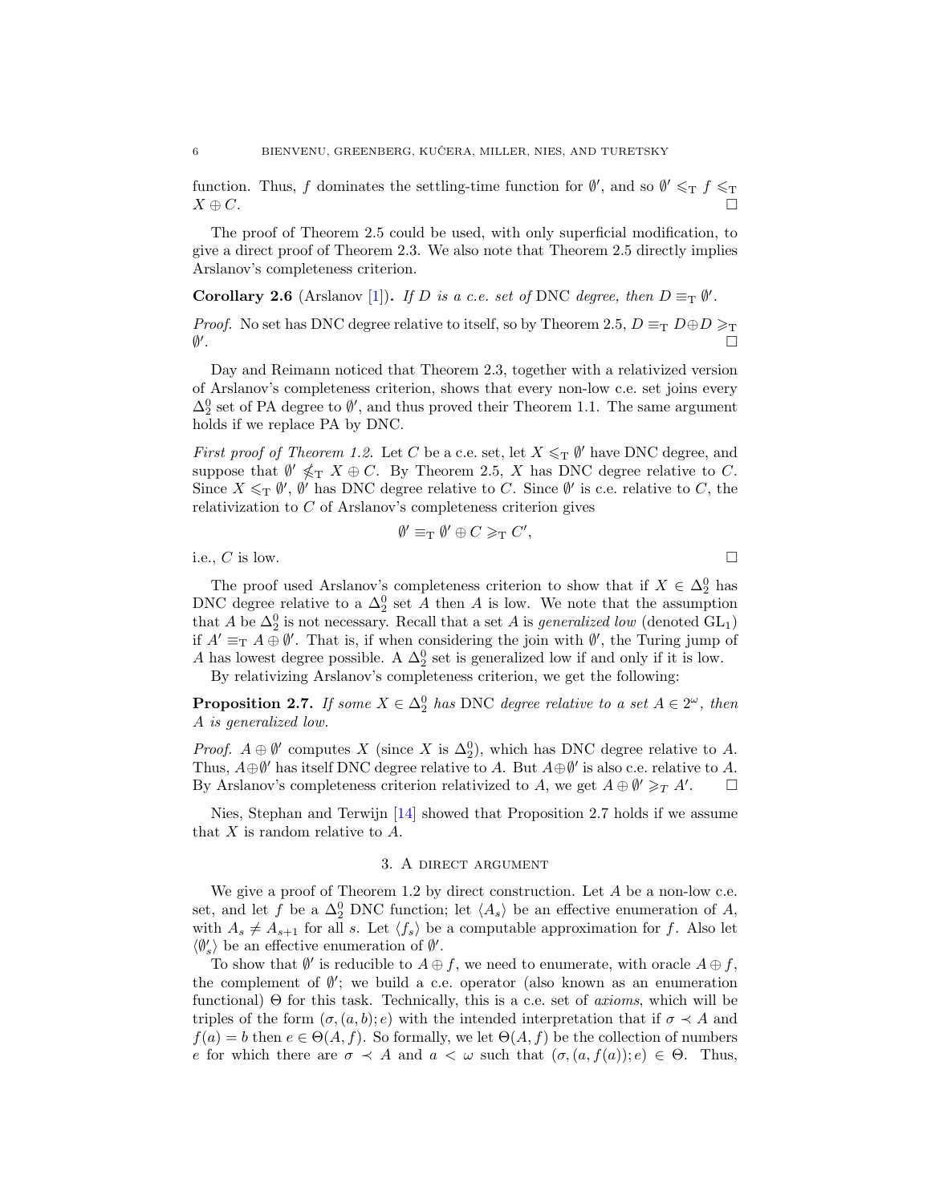function. Thus, $f$ dominates the settling-time function for $\emptyset'$, and so $\emptyset' \leqslant_{\mathrm{T}} f \leqslant_{\mathrm{T}} X \oplus C$. ☐

The proof of Theorem 2.5 could be used, with only superficial modification, to give a direct proof of Theorem 2.3. We also note that Theorem 2.5 directly implies Arslanov's completeness criterion.

**Corollary 2.6** (Arslanov [1])**.** *If $D$ is a c.e. set of* DNC *degree, then $D \equiv_{\mathrm{T}} \emptyset'$.*

*Proof.* No set has DNC degree relative to itself, so by Theorem 2.5, $D \equiv_{\mathrm{T}} D \oplus D \geqslant_{\mathrm{T}} \emptyset'$. ☐

Day and Reimann noticed that Theorem 2.3, together with a relativized version of Arslanov's completeness criterion, shows that every non-low c.e. set joins every $\Delta^0_2$ set of PA degree to $\emptyset'$, and thus proved their Theorem 1.1. The same argument holds if we replace PA by DNC.

*First proof of Theorem 1.2.* Let $C$ be a c.e. set, let $X \leqslant_{\mathrm{T}} \emptyset'$ have DNC degree, and suppose that $\emptyset' \nleqslant_{\mathrm{T}} X \oplus C$. By Theorem 2.5, $X$ has DNC degree relative to $C$. Since $X \leqslant_{\mathrm{T}} \emptyset'$, $\emptyset'$ has DNC degree relative to $C$. Since $\emptyset'$ is c.e. relative to $C$, the relativization to $C$ of Arslanov's completeness criterion gives

$$\emptyset' \equiv_{\mathrm{T}} \emptyset' \oplus C \geqslant_{\mathrm{T}} C',$$

i.e., $C$ is low. ☐

The proof used Arslanov's completeness criterion to show that if $X \in \Delta^0_2$ has DNC degree relative to a $\Delta^0_2$ set $A$ then $A$ is low. We note that the assumption that $A$ be $\Delta^0_2$ is not necessary. Recall that a set $A$ is *generalized low* (denoted $\mathrm{GL}_1$) if $A' \equiv_{\mathrm{T}} A \oplus \emptyset'$. That is, if when considering the join with $\emptyset'$, the Turing jump of $A$ has lowest degree possible. A $\Delta^0_2$ set is generalized low if and only if it is low.

By relativizing Arslanov's completeness criterion, we get the following:

**Proposition 2.7.** *If some $X \in \Delta^0_2$ has* DNC *degree relative to a set $A \in 2^\omega$, then $A$ is generalized low.*

*Proof.* $A \oplus \emptyset'$ computes $X$ (since $X$ is $\Delta^0_2$), which has DNC degree relative to $A$. Thus, $A \oplus \emptyset'$ has itself DNC degree relative to $A$. But $A \oplus \emptyset'$ is also c.e. relative to $A$. By Arslanov's completeness criterion relativized to $A$, we get $A \oplus \emptyset' \geqslant_T A'$. ☐

Nies, Stephan and Terwijn [14] showed that Proposition 2.7 holds if we assume that $X$ is random relative to $A$.

## 3. A direct argument

We give a proof of Theorem 1.2 by direct construction. Let $A$ be a non-low c.e. set, and let $f$ be a $\Delta^0_2$ DNC function; let $\langle A_s \rangle$ be an effective enumeration of $A$, with $A_s \neq A_{s+1}$ for all $s$. Let $\langle f_s \rangle$ be a computable approximation for $f$. Also let $\langle \emptyset'_s \rangle$ be an effective enumeration of $\emptyset'$.

To show that $\emptyset'$ is reducible to $A \oplus f$, we need to enumerate, with oracle $A \oplus f$, the complement of $\emptyset'$; we build a c.e. operator (also known as an enumeration functional) $\Theta$ for this task. Technically, this is a c.e. set of *axioms*, which will be triples of the form $(\sigma, (a, b); e)$ with the intended interpretation that if $\sigma \prec A$ and $f(a) = b$ then $e \in \Theta(A, f)$. So formally, we let $\Theta(A, f)$ be the collection of numbers $e$ for which there are $\sigma \prec A$ and $a < \omega$ such that $(\sigma, (a, f(a)); e) \in \Theta$. Thus,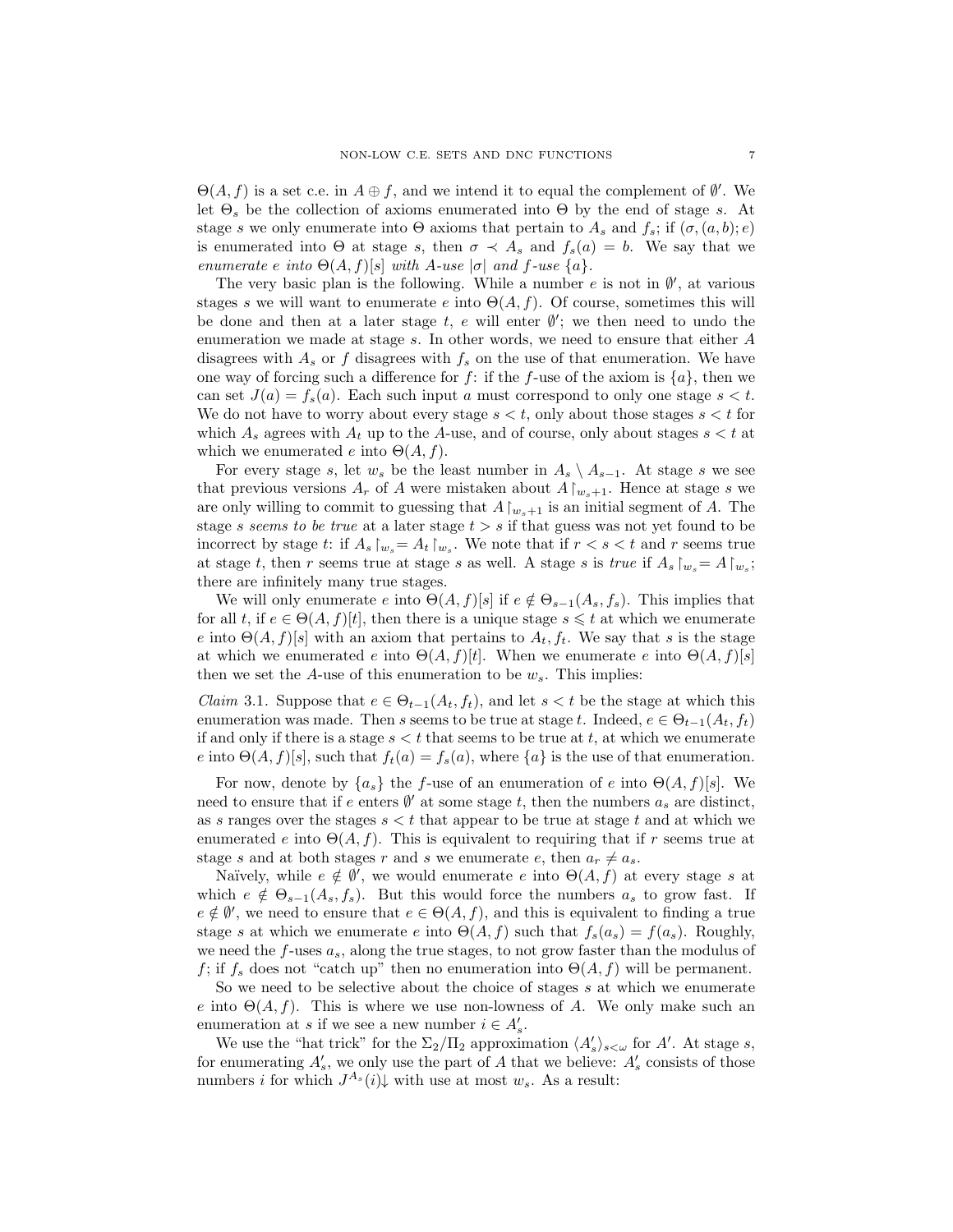$\Theta(A, f)$ is a set c.e. in $A \oplus f$, and we intend it to equal the complement of $\emptyset'$. We let $\Theta_s$ be the collection of axioms enumerated into $\Theta$ by the end of stage $s$. At stage $s$ we only enumerate into $\Theta$ axioms that pertain to $A_s$ and $f_s$; if $(\sigma, (a, b); e)$ is enumerated into $\Theta$ at stage $s$, then $\sigma \prec A_s$ and $f_s(a) = b$. We say that we *enumerate $e$ into $\Theta(A, f)[s]$ with $A$-use $|\sigma|$ and $f$-use $\{a\}$*.

The very basic plan is the following. While a number $e$ is not in $\emptyset'$, at various stages $s$ we will want to enumerate $e$ into $\Theta(A, f)$. Of course, sometimes this will be done and then at a later stage $t$, $e$ will enter $\emptyset'$; we then need to undo the enumeration we made at stage $s$. In other words, we need to ensure that either $A$ disagrees with $A_s$ or $f$ disagrees with $f_s$ on the use of that enumeration. We have one way of forcing such a difference for $f$: if the $f$-use of the axiom is $\{a\}$, then we can set $J(a) = f_s(a)$. Each such input $a$ must correspond to only one stage $s < t$. We do not have to worry about every stage $s < t$, only about those stages $s < t$ for which $A_s$ agrees with $A_t$ up to the $A$-use, and of course, only about stages $s < t$ at which we enumerated $e$ into $\Theta(A, f)$.

For every stage $s$, let $w_s$ be the least number in $A_s \setminus A_{s-1}$. At stage $s$ we see that previous versions $A_r$ of $A$ were mistaken about $A\restriction_{w_s+1}$. Hence at stage $s$ we are only willing to commit to guessing that $A\restriction_{w_s+1}$ is an initial segment of $A$. The stage $s$ *seems to be true* at a later stage $t > s$ if that guess was not yet found to be incorrect by stage $t$: if $A_s\restriction_{w_s} = A_t\restriction_{w_s}$. We note that if $r < s < t$ and $r$ seems true at stage $t$, then $r$ seems true at stage $s$ as well. A stage $s$ is *true* if $A_s\restriction_{w_s} = A\restriction_{w_s}$; there are infinitely many true stages.

We will only enumerate $e$ into $\Theta(A, f)[s]$ if $e \notin \Theta_{s-1}(A_s, f_s)$. This implies that for all $t$, if $e \in \Theta(A, f)[t]$, then there is a unique stage $s \leqslant t$ at which we enumerate $e$ into $\Theta(A, f)[s]$ with an axiom that pertains to $A_t, f_t$. We say that $s$ is the stage at which we enumerated $e$ into $\Theta(A, f)[t]$. When we enumerate $e$ into $\Theta(A, f)[s]$ then we set the $A$-use of this enumeration to be $w_s$. This implies:

*Claim* 3.1. Suppose that $e \in \Theta_{t-1}(A_t, f_t)$, and let $s < t$ be the stage at which this enumeration was made. Then $s$ seems to be true at stage $t$. Indeed, $e \in \Theta_{t-1}(A_t, f_t)$ if and only if there is a stage $s < t$ that seems to be true at $t$, at which we enumerate $e$ into $\Theta(A, f)[s]$, such that $f_t(a) = f_s(a)$, where $\{a\}$ is the use of that enumeration.

For now, denote by $\{a_s\}$ the $f$-use of an enumeration of $e$ into $\Theta(A, f)[s]$. We need to ensure that if $e$ enters $\emptyset'$ at some stage $t$, then the numbers $a_s$ are distinct, as $s$ ranges over the stages $s < t$ that appear to be true at stage $t$ and at which we enumerated $e$ into $\Theta(A, f)$. This is equivalent to requiring that if $r$ seems true at stage $s$ and at both stages $r$ and $s$ we enumerate $e$, then $a_r \neq a_s$.

Naïvely, while $e \notin \emptyset'$, we would enumerate $e$ into $\Theta(A, f)$ at every stage $s$ at which $e \notin \Theta_{s-1}(A_s, f_s)$. But this would force the numbers $a_s$ to grow fast. If $e \notin \emptyset'$, we need to ensure that $e \in \Theta(A, f)$, and this is equivalent to finding a true stage $s$ at which we enumerate $e$ into $\Theta(A, f)$ such that $f_s(a_s) = f(a_s)$. Roughly, we need the $f$-uses $a_s$, along the true stages, to not grow faster than the modulus of $f$; if $f_s$ does not "catch up" then no enumeration into $\Theta(A, f)$ will be permanent.

So we need to be selective about the choice of stages $s$ at which we enumerate $e$ into $\Theta(A, f)$. This is where we use non-lowness of $A$. We only make such an enumeration at $s$ if we see a new number $i \in A'_s$.

We use the "hat trick" for the $\Sigma_2/\Pi_2$ approximation $\langle A'_s\rangle_{s<\omega}$ for $A'$. At stage $s$, for enumerating $A'_s$, we only use the part of $A$ that we believe: $A'_s$ consists of those numbers $i$ for which $J^{A_s}(i)\downarrow$ with use at most $w_s$. As a result: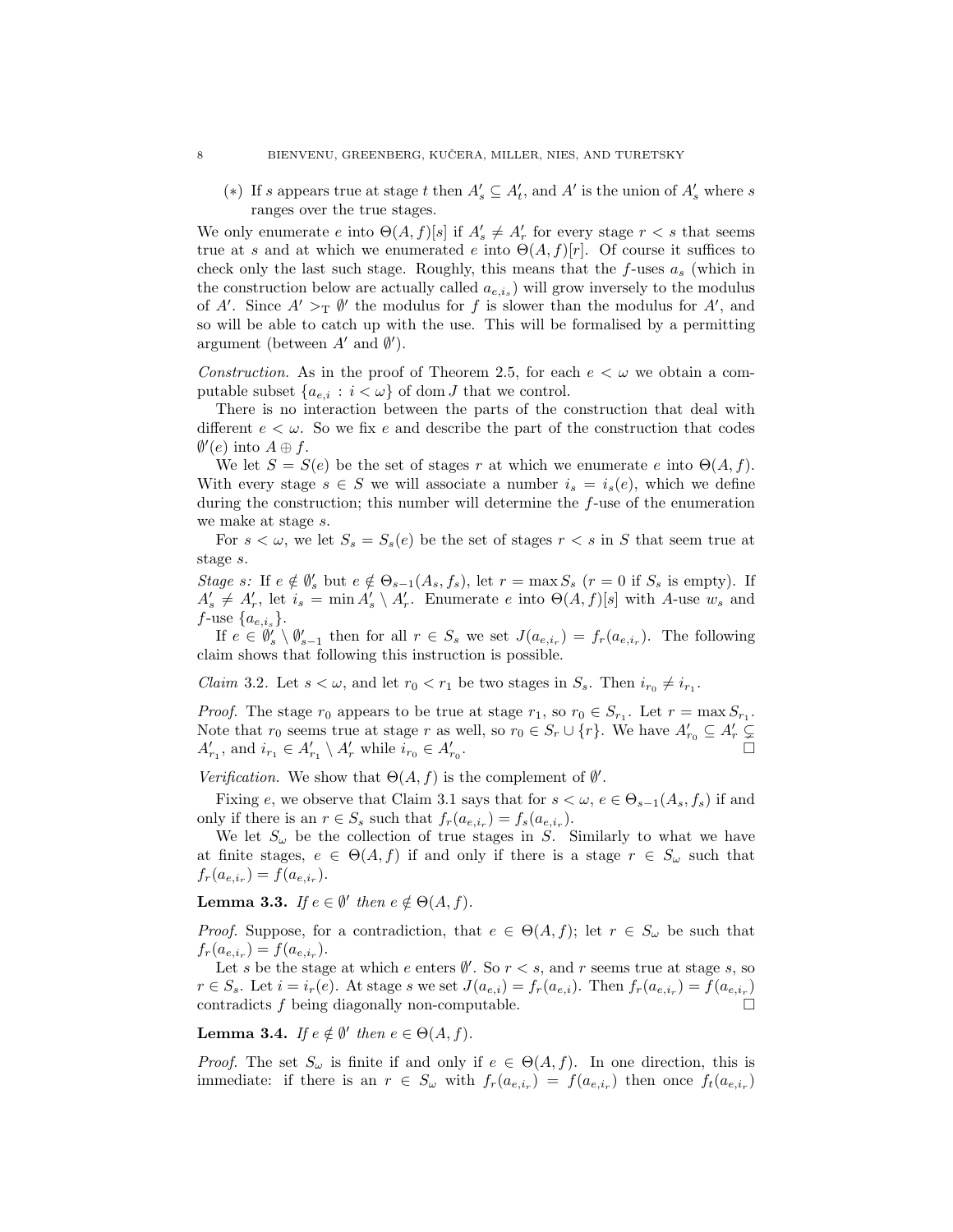(∗) If $s$ appears true at stage $t$ then $A'_s \subseteq A'_t$, and $A'$ is the union of $A'_s$ where $s$ ranges over the true stages.

We only enumerate $e$ into $\Theta(A, f)[s]$ if $A'_s \neq A'_r$ for every stage $r < s$ that seems true at $s$ and at which we enumerated $e$ into $\Theta(A, f)[r]$. Of course it suffices to check only the last such stage. Roughly, this means that the $f$-uses $a_s$ (which in the construction below are actually called $a_{e,i_s}$) will grow inversely to the modulus of $A'$. Since $A' >_{\mathrm{T}} \emptyset'$ the modulus for $f$ is slower than the modulus for $A'$, and so will be able to catch up with the use. This will be formalised by a permitting argument (between $A'$ and $\emptyset'$).

*Construction.* As in the proof of Theorem 2.5, for each $e < \omega$ we obtain a computable subset $\{a_{e,i} : i < \omega\}$ of $\operatorname{dom} J$ that we control.

There is no interaction between the parts of the construction that deal with different $e < \omega$. So we fix $e$ and describe the part of the construction that codes $\emptyset'(e)$ into $A \oplus f$.

We let $S = S(e)$ be the set of stages $r$ at which we enumerate $e$ into $\Theta(A, f)$. With every stage $s \in S$ we will associate a number $i_s = i_s(e)$, which we define during the construction; this number will determine the $f$-use of the enumeration we make at stage $s$.

For $s < \omega$, we let $S_s = S_s(e)$ be the set of stages $r < s$ in $S$ that seem true at stage $s$.

*Stage s:* If $e \notin \emptyset'_s$ but $e \notin \Theta_{s-1}(A_s, f_s)$, let $r = \max S_s$ ($r = 0$ if $S_s$ is empty). If $A'_s \neq A'_r$, let $i_s = \min A'_s \setminus A'_r$. Enumerate $e$ into $\Theta(A, f)[s]$ with $A$-use $w_s$ and $f$-use $\{a_{e,i_s}\}$.

If $e \in \emptyset'_s \setminus \emptyset'_{s-1}$ then for all $r \in S_s$ we set $J(a_{e,i_r}) = f_r(a_{e,i_r})$. The following claim shows that following this instruction is possible.

*Claim* 3.2. Let $s < \omega$, and let $r_0 < r_1$ be two stages in $S_s$. Then $i_{r_0} \neq i_{r_1}$.

*Proof.* The stage $r_0$ appears to be true at stage $r_1$, so $r_0 \in S_{r_1}$. Let $r = \max S_{r_1}$. Note that $r_0$ seems true at stage $r$ as well, so $r_0 \in S_r \cup \{r\}$. We have $A'_{r_0} \subseteq A'_r \subsetneq A'_{r_1}$, and $i_{r_1} \in A'_{r_1} \setminus A'_r$ while $i_{r_0} \in A'_{r_0}$. □

*Verification.* We show that $\Theta(A, f)$ is the complement of $\emptyset'$.

Fixing $e$, we observe that Claim 3.1 says that for $s < \omega$, $e \in \Theta_{s-1}(A_s, f_s)$ if and only if there is an $r \in S_s$ such that $f_r(a_{e,i_r}) = f_s(a_{e,i_r})$.

We let $S_\omega$ be the collection of true stages in $S$. Similarly to what we have at finite stages, $e \in \Theta(A, f)$ if and only if there is a stage $r \in S_\omega$ such that $f_r(a_{e,i_r}) = f(a_{e,i_r})$.

**Lemma 3.3.** *If $e \in \emptyset'$ then $e \notin \Theta(A, f)$.*

*Proof.* Suppose, for a contradiction, that $e \in \Theta(A, f)$; let $r \in S_\omega$ be such that $f_r(a_{e,i_r}) = f(a_{e,i_r})$.

Let $s$ be the stage at which $e$ enters $\emptyset'$. So $r < s$, and $r$ seems true at stage $s$, so $r \in S_s$. Let $i = i_r(e)$. At stage $s$ we set $J(a_{e,i}) = f_r(a_{e,i})$. Then $f_r(a_{e,i_r}) = f(a_{e,i_r})$ contradicts $f$ being diagonally non-computable. □

**Lemma 3.4.** *If $e \notin \emptyset'$ then $e \in \Theta(A, f)$.*

*Proof.* The set $S_\omega$ is finite if and only if $e \in \Theta(A, f)$. In one direction, this is immediate: if there is an $r \in S_\omega$ with $f_r(a_{e,i_r}) = f(a_{e,i_r})$ then once $f_t(a_{e,i_r})$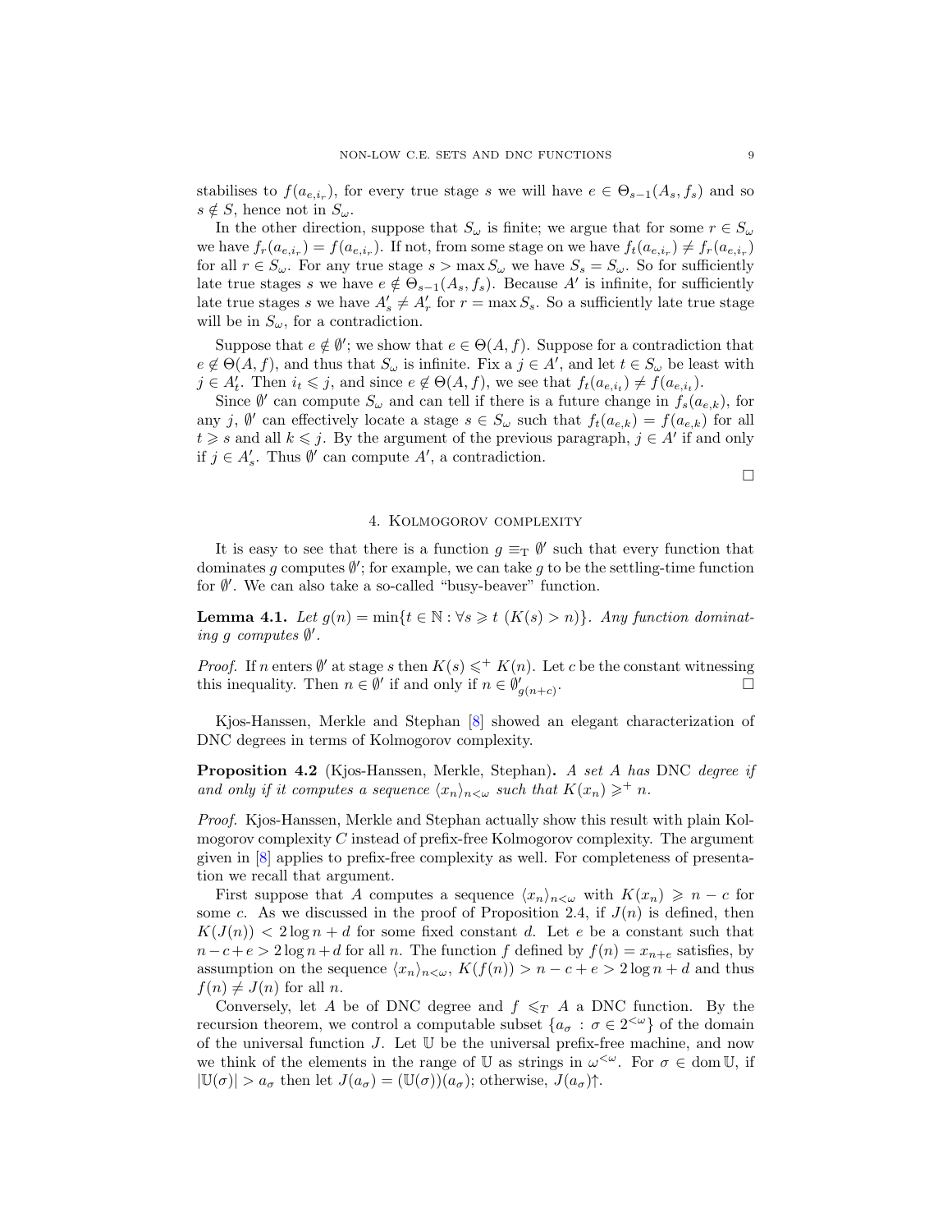stabilises to $f(a_{e,i_r})$, for every true stage $s$ we will have $e \in \Theta_{s-1}(A_s, f_s)$ and so $s \notin S$, hence not in $S_\omega$.

In the other direction, suppose that $S_\omega$ is finite; we argue that for some $r \in S_\omega$ we have $f_r(a_{e,i_r}) = f(a_{e,i_r})$. If not, from some stage on we have $f_t(a_{e,i_r}) \neq f_r(a_{e,i_r})$ for all $r \in S_\omega$. For any true stage $s > \max S_\omega$ we have $S_s = S_\omega$. So for sufficiently late true stages $s$ we have $e \notin \Theta_{s-1}(A_s, f_s)$. Because $A'$ is infinite, for sufficiently late true stages $s$ we have $A'_s \neq A'_r$ for $r = \max S_s$. So a sufficiently late true stage will be in $S_\omega$, for a contradiction.

Suppose that $e \notin \emptyset'$; we show that $e \in \Theta(A, f)$. Suppose for a contradiction that $e \notin \Theta(A, f)$, and thus that $S_\omega$ is infinite. Fix a $j \in A'$, and let $t \in S_\omega$ be least with $j \in A'_t$. Then $i_t \leqslant j$, and since $e \notin \Theta(A, f)$, we see that $f_t(a_{e,i_t}) \neq f(a_{e,i_t})$.

Since $\emptyset'$ can compute $S_\omega$ and can tell if there is a future change in $f_s(a_{e,k})$, for any $j$, $\emptyset'$ can effectively locate a stage $s \in S_\omega$ such that $f_t(a_{e,k}) = f(a_{e,k})$ for all $t \geqslant s$ and all $k \leqslant j$. By the argument of the previous paragraph, $j \in A'$ if and only if $j \in A'_s$. Thus $\emptyset'$ can compute $A'$, a contradiction.

□

## 4. Kolmogorov complexity

It is easy to see that there is a function $g \equiv_{\mathrm{T}} \emptyset'$ such that every function that dominates $g$ computes $\emptyset'$; for example, we can take $g$ to be the settling-time function for $\emptyset'$. We can also take a so-called "busy-beaver" function.

**Lemma 4.1.** *Let $g(n) = \min\{t \in \mathbb{N} : \forall s \geqslant t \ (K(s) > n)\}$. Any function dominating $g$ computes $\emptyset'$.*

*Proof.* If $n$ enters $\emptyset'$ at stage $s$ then $K(s) \leqslant^+ K(n)$. Let $c$ be the constant witnessing this inequality. Then $n \in \emptyset'$ if and only if $n \in \emptyset'_{g(n+c)}$. □

Kjos-Hanssen, Merkle and Stephan [8] showed an elegant characterization of DNC degrees in terms of Kolmogorov complexity.

**Proposition 4.2** (Kjos-Hanssen, Merkle, Stephan)**.** *A set $A$ has* DNC *degree if and only if it computes a sequence $\langle x_n \rangle_{n<\omega}$ such that $K(x_n) \geqslant^+ n$.*

*Proof.* Kjos-Hanssen, Merkle and Stephan actually show this result with plain Kolmogorov complexity $C$ instead of prefix-free Kolmogorov complexity. The argument given in [8] applies to prefix-free complexity as well. For completeness of presentation we recall that argument.

First suppose that $A$ computes a sequence $\langle x_n \rangle_{n<\omega}$ with $K(x_n) \geqslant n - c$ for some $c$. As we discussed in the proof of Proposition 2.4, if $J(n)$ is defined, then $K(J(n)) < 2\log n + d$ for some fixed constant $d$. Let $e$ be a constant such that $n - c + e > 2\log n + d$ for all $n$. The function $f$ defined by $f(n) = x_{n+e}$ satisfies, by assumption on the sequence $\langle x_n \rangle_{n<\omega}$, $K(f(n)) > n - c + e > 2\log n + d$ and thus $f(n) \neq J(n)$ for all $n$.

Conversely, let $A$ be of DNC degree and $f \leqslant_T A$ a DNC function. By the recursion theorem, we control a computable subset $\{a_\sigma : \sigma \in 2^{<\omega}\}$ of the domain of the universal function $J$. Let $\mathbb{U}$ be the universal prefix-free machine, and now we think of the elements in the range of $\mathbb{U}$ as strings in $\omega^{<\omega}$. For $\sigma \in \operatorname{dom} \mathbb{U}$, if $|\mathbb{U}(\sigma)| > a_\sigma$ then let $J(a_\sigma) = (\mathbb{U}(\sigma))(a_\sigma)$; otherwise, $J(a_\sigma)\!\uparrow$.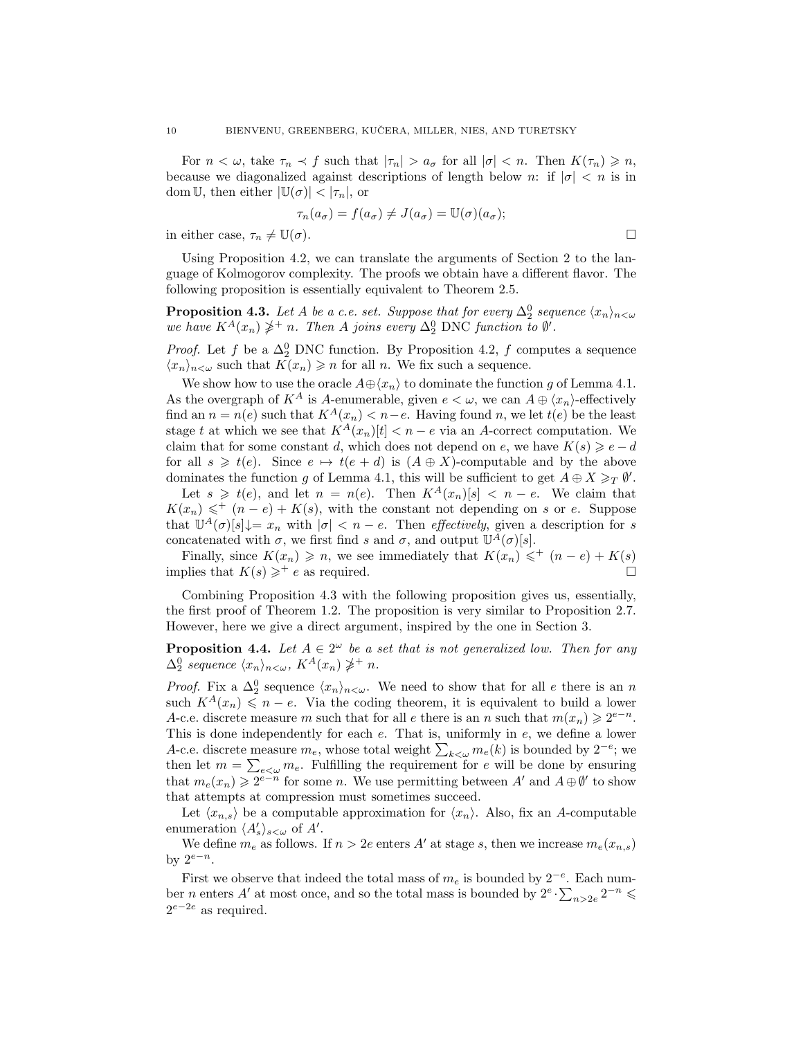For $n < \omega$, take $\tau_n \prec f$ such that $|\tau_n| > a_\sigma$ for all $|\sigma| < n$. Then $K(\tau_n) \geqslant n$, because we diagonalized against descriptions of length below $n$: if $|\sigma| < n$ is in $\operatorname{dom} \mathbb{U}$, then either $|\mathbb{U}(\sigma)| < |\tau_n|$, or

$$\tau_n(a_\sigma) = f(a_\sigma) \neq J(a_\sigma) = \mathbb{U}(\sigma)(a_\sigma);$$

in either case, $\tau_n \neq \mathbb{U}(\sigma)$. $\square$

Using Proposition 4.2, we can translate the arguments of Section 2 to the language of Kolmogorov complexity. The proofs we obtain have a different flavor. The following proposition is essentially equivalent to Theorem 2.5.

**Proposition 4.3.** *Let $A$ be a c.e. set. Suppose that for every $\Delta^0_2$ sequence $\langle x_n \rangle_{n<\omega}$ we have $K^A(x_n) \not\geqslant^+ n$. Then $A$ joins every $\Delta^0_2$ DNC function to $\emptyset'$.*

*Proof.* Let $f$ be a $\Delta^0_2$ DNC function. By Proposition 4.2, $f$ computes a sequence $\langle x_n \rangle_{n<\omega}$ such that $K(x_n) \geqslant n$ for all $n$. We fix such a sequence.

We show how to use the oracle $A \oplus \langle x_n \rangle$ to dominate the function $g$ of Lemma 4.1. As the overgraph of $K^A$ is $A$-enumerable, given $e < \omega$, we can $A \oplus \langle x_n \rangle$-effectively find an $n = n(e)$ such that $K^A(x_n) < n - e$. Having found $n$, we let $t(e)$ be the least stage $t$ at which we see that $K^A(x_n)[t] < n - e$ via an $A$-correct computation. We claim that for some constant $d$, which does not depend on $e$, we have $K(s) \geqslant e - d$ for all $s \geqslant t(e)$. Since $e \mapsto t(e + d)$ is $(A \oplus X)$-computable and by the above dominates the function $g$ of Lemma 4.1, this will be sufficient to get $A \oplus X \geqslant_T \emptyset'$.

Let $s \geqslant t(e)$, and let $n = n(e)$. Then $K^A(x_n)[s] < n - e$. We claim that $K(x_n) \leqslant^+ (n - e) + K(s)$, with the constant not depending on $s$ or $e$. Suppose that $\mathbb{U}^A(\sigma)[s]\!\downarrow = x_n$ with $|\sigma| < n - e$. Then *effectively*, given a description for $s$ concatenated with $\sigma$, we first find $s$ and $\sigma$, and output $\mathbb{U}^A(\sigma)[s]$.

Finally, since $K(x_n) \geqslant n$, we see immediately that $K(x_n) \leqslant^+ (n - e) + K(s)$ implies that $K(s) \geqslant^+ e$ as required. $\square$

Combining Proposition 4.3 with the following proposition gives us, essentially, the first proof of Theorem 1.2. The proposition is very similar to Proposition 2.7. However, here we give a direct argument, inspired by the one in Section 3.

**Proposition 4.4.** *Let $A \in 2^\omega$ be a set that is not generalized low. Then for any $\Delta^0_2$ sequence $\langle x_n \rangle_{n<\omega}$, $K^A(x_n) \not\geqslant^+ n$.*

*Proof.* Fix a $\Delta^0_2$ sequence $\langle x_n \rangle_{n<\omega}$. We need to show that for all $e$ there is an $n$ such $K^A(x_n) \leqslant n - e$. Via the coding theorem, it is equivalent to build a lower $A$-c.e. discrete measure $m$ such that for all $e$ there is an $n$ such that $m(x_n) \geqslant 2^{e-n}$. This is done independently for each $e$. That is, uniformly in $e$, we define a lower $A$-c.e. discrete measure $m_e$, whose total weight $\sum_{k<\omega} m_e(k)$ is bounded by $2^{-e}$; we then let $m = \sum_{e<\omega} m_e$. Fulfilling the requirement for $e$ will be done by ensuring that $m_e(x_n) \geqslant 2^{e-n}$ for some $n$. We use permitting between $A'$ and $A \oplus \emptyset'$ to show that attempts at compression must sometimes succeed.

Let $\langle x_{n,s} \rangle$ be a computable approximation for $\langle x_n \rangle$. Also, fix an $A$-computable enumeration $\langle A'_s \rangle_{s<\omega}$ of $A'$.

We define $m_e$ as follows. If $n > 2e$ enters $A'$ at stage $s$, then we increase $m_e(x_{n,s})$ by $2^{e-n}$.

First we observe that indeed the total mass of $m_e$ is bounded by $2^{-e}$. Each number $n$ enters $A'$ at most once, and so the total mass is bounded by $2^e \cdot \sum_{n>2e} 2^{-n} \leqslant 2^{e-2e}$ as required.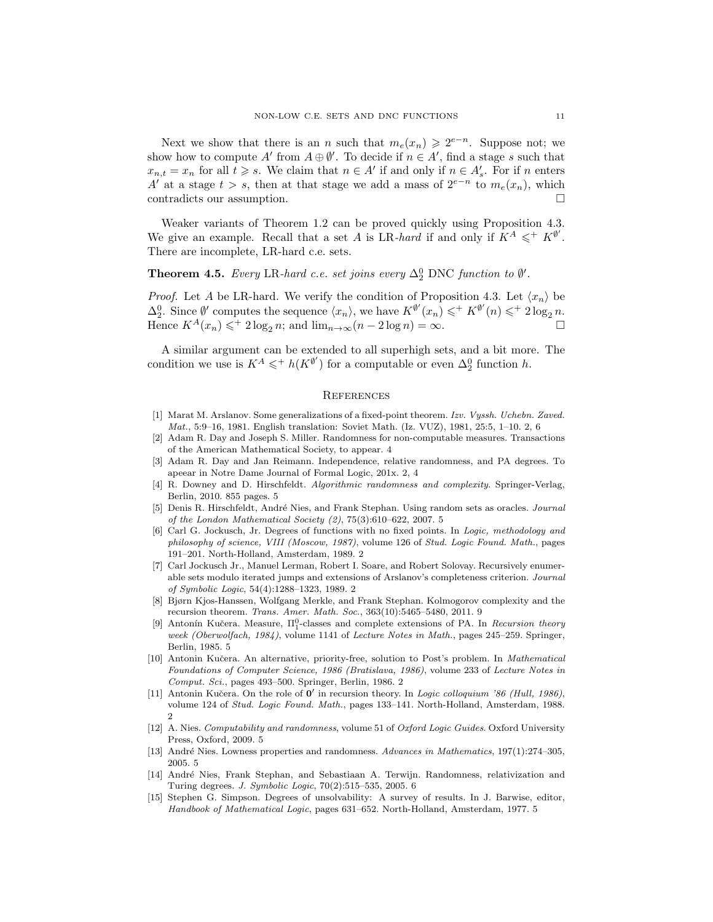Next we show that there is an $n$ such that $m_e(x_n) \geqslant 2^{e-n}$. Suppose not; we show how to compute $A'$ from $A \oplus \emptyset'$. To decide if $n \in A'$, find a stage $s$ such that $x_{n,t} = x_n$ for all $t \geqslant s$. We claim that $n \in A'$ if and only if $n \in A'_s$. For if $n$ enters $A'$ at a stage $t > s$, then at that stage we add a mass of $2^{e-n}$ to $m_e(x_n)$, which contradicts our assumption. □

Weaker variants of Theorem 1.2 can be proved quickly using Proposition 4.3. We give an example. Recall that a set $A$ is LR-*hard* if and only if $K^A \leqslant^+ K^{\emptyset'}$. There are incomplete, LR-hard c.e. sets.

**Theorem 4.5.** *Every* LR*-hard c.e. set joins every* $\Delta^0_2$ DNC *function to* $\emptyset'$.

*Proof.* Let $A$ be LR-hard. We verify the condition of Proposition 4.3. Let $\langle x_n \rangle$ be $\Delta^0_2$. Since $\emptyset'$ computes the sequence $\langle x_n \rangle$, we have $K^{\emptyset'}(x_n) \leqslant^+ K^{\emptyset'}(n) \leqslant^+ 2\log_2 n$. Hence $K^A(x_n) \leqslant^+ 2\log_2 n$; and $\lim_{n\to\infty}(n - 2\log n) = \infty$. □

A similar argument can be extended to all superhigh sets, and a bit more. The condition we use is $K^A \leqslant^+ h(K^{\emptyset'})$ for a computable or even $\Delta^0_2$ function $h$.

## References

[1] Marat M. Arslanov. Some generalizations of a fixed-point theorem. *Izv. Vyssh. Uchebn. Zaved. Mat.*, 5:9–16, 1981. English translation: Soviet Math. (Iz. VUZ), 1981, 25:5, 1–10. 2, 6

[2] Adam R. Day and Joseph S. Miller. Randomness for non-computable measures. Transactions of the American Mathematical Society, to appear. 4

[3] Adam R. Day and Jan Reimann. Independence, relative randomness, and PA degrees. To apeear in Notre Dame Journal of Formal Logic, 201x. 2, 4

[4] R. Downey and D. Hirschfeldt. *Algorithmic randomness and complexity*. Springer-Verlag, Berlin, 2010. 855 pages. 5

[5] Denis R. Hirschfeldt, André Nies, and Frank Stephan. Using random sets as oracles. *Journal of the London Mathematical Society (2)*, 75(3):610–622, 2007. 5

[6] Carl G. Jockusch, Jr. Degrees of functions with no fixed points. In *Logic, methodology and philosophy of science, VIII (Moscow, 1987)*, volume 126 of *Stud. Logic Found. Math.*, pages 191–201. North-Holland, Amsterdam, 1989. 2

[7] Carl Jockusch Jr., Manuel Lerman, Robert I. Soare, and Robert Solovay. Recursively enumerable sets modulo iterated jumps and extensions of Arslanov's completeness criterion. *Journal of Symbolic Logic*, 54(4):1288–1323, 1989. 2

[8] Bjørn Kjos-Hanssen, Wolfgang Merkle, and Frank Stephan. Kolmogorov complexity and the recursion theorem. *Trans. Amer. Math. Soc.*, 363(10):5465–5480, 2011. 9

[9] Antonín Kučera. Measure, $\Pi^0_1$-classes and complete extensions of PA. In *Recursion theory week (Oberwolfach, 1984)*, volume 1141 of *Lecture Notes in Math.*, pages 245–259. Springer, Berlin, 1985. 5

[10] Antonin Kučera. An alternative, priority-free, solution to Post's problem. In *Mathematical Foundations of Computer Science, 1986 (Bratislava, 1986)*, volume 233 of *Lecture Notes in Comput. Sci.*, pages 493–500. Springer, Berlin, 1986. 2

[11] Antonin Kučera. On the role of $\mathbf{0}'$ in recursion theory. In *Logic colloquium '86 (Hull, 1986)*, volume 124 of *Stud. Logic Found. Math.*, pages 133–141. North-Holland, Amsterdam, 1988. 2

[12] A. Nies. *Computability and randomness*, volume 51 of *Oxford Logic Guides*. Oxford University Press, Oxford, 2009. 5

[13] André Nies. Lowness properties and randomness. *Advances in Mathematics*, 197(1):274–305, 2005. 5

[14] André Nies, Frank Stephan, and Sebastiaan A. Terwijn. Randomness, relativization and Turing degrees. *J. Symbolic Logic*, 70(2):515–535, 2005. 6

[15] Stephen G. Simpson. Degrees of unsolvability: A survey of results. In J. Barwise, editor, *Handbook of Mathematical Logic*, pages 631–652. North-Holland, Amsterdam, 1977. 5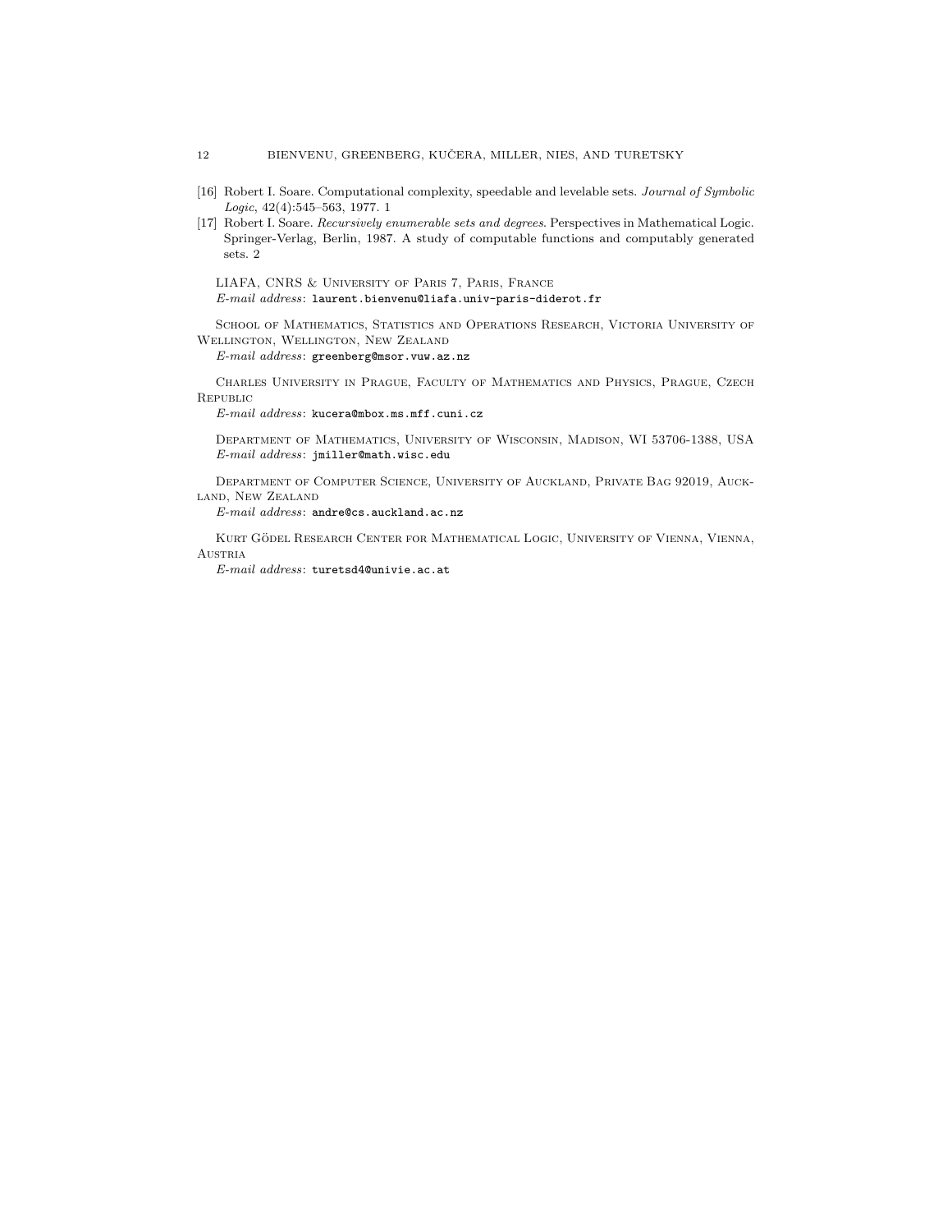[16] Robert I. Soare. Computational complexity, speedable and levelable sets. *Journal of Symbolic Logic*, 42(4):545–563, 1977. 1

[17] Robert I. Soare. *Recursively enumerable sets and degrees*. Perspectives in Mathematical Logic. Springer-Verlag, Berlin, 1987. A study of computable functions and computably generated sets. 2

LIAFA, CNRS & University of Paris 7, Paris, France
*E-mail address*: laurent.bienvenu@liafa.univ-paris-diderot.fr

School of Mathematics, Statistics and Operations Research, Victoria University of Wellington, Wellington, New Zealand
*E-mail address*: greenberg@msor.vuw.az.nz

Charles University in Prague, Faculty of Mathematics and Physics, Prague, Czech Republic
*E-mail address*: kucera@mbox.ms.mff.cuni.cz

Department of Mathematics, University of Wisconsin, Madison, WI 53706-1388, USA
*E-mail address*: jmiller@math.wisc.edu

Department of Computer Science, University of Auckland, Private Bag 92019, Auckland, New Zealand
*E-mail address*: andre@cs.auckland.ac.nz

Kurt Gödel Research Center for Mathematical Logic, University of Vienna, Vienna, Austria
*E-mail address*: turetsd4@univie.ac.at